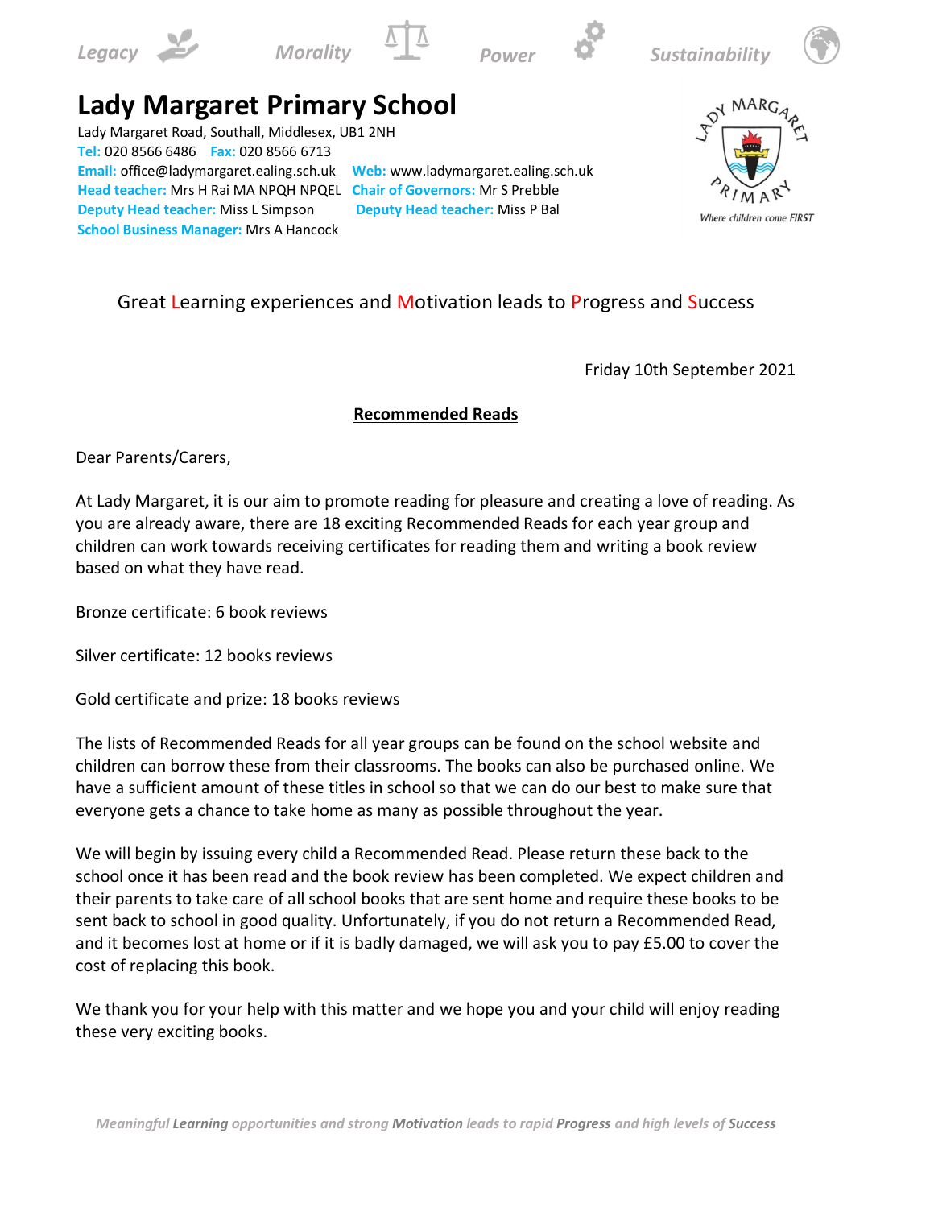Legacy Morality Power Sustainability

# Lady Margaret Primary School

Lady Margaret Road, Southall, Middlesex, UB1 2NH
**Tel:** 020 8566 6486 **Fax:** 020 8566 6713
**Email:** office@ladymargaret.ealing.sch.uk **Web:** www.ladymargaret.ealing.sch.uk
**Head teacher:** Mrs H Rai MA NPQH NPQEL **Chair of Governors:** Mr S Prebble
**Deputy Head teacher:** Miss L Simpson **Deputy Head teacher:** Miss P Bal
**School Business Manager:** Mrs A Hancock

Lady Margaret Primary
Where children come FIRST

Great Learning experiences and Motivation leads to Progress and Success

Friday 10th September 2021

**Recommended Reads**

Dear Parents/Carers,

At Lady Margaret, it is our aim to promote reading for pleasure and creating a love of reading. As you are already aware, there are 18 exciting Recommended Reads for each year group and children can work towards receiving certificates for reading them and writing a book review based on what they have read.

Bronze certificate: 6 book reviews

Silver certificate: 12 books reviews

Gold certificate and prize: 18 books reviews

The lists of Recommended Reads for all year groups can be found on the school website and children can borrow these from their classrooms. The books can also be purchased online. We have a sufficient amount of these titles in school so that we can do our best to make sure that everyone gets a chance to take home as many as possible throughout the year.

We will begin by issuing every child a Recommended Read. Please return these back to the school once it has been read and the book review has been completed. We expect children and their parents to take care of all school books that are sent home and require these books to be sent back to school in good quality. Unfortunately, if you do not return a Recommended Read, and it becomes lost at home or if it is badly damaged, we will ask you to pay £5.00 to cover the cost of replacing this book.

We thank you for your help with this matter and we hope you and your child will enjoy reading these very exciting books.

*Meaningful **Learning** opportunities and strong **Motivation** leads to rapid **Progress** and high levels of **Success***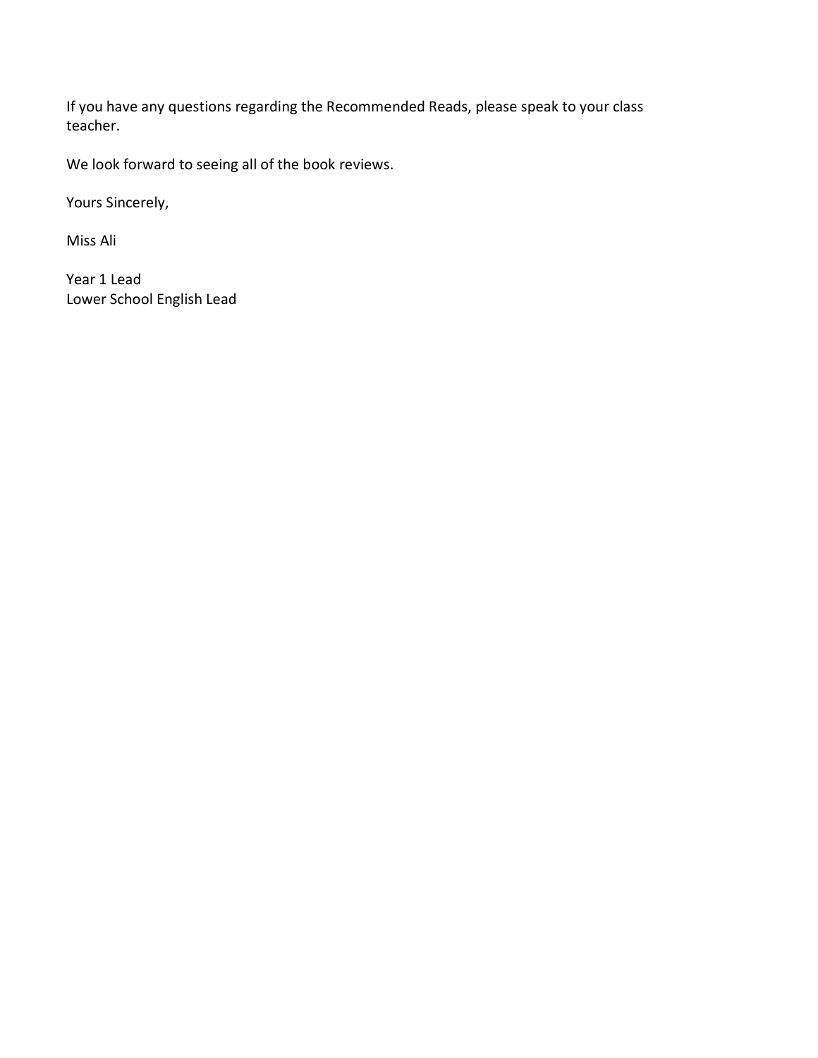If you have any questions regarding the Recommended Reads, please speak to your class teacher.

We look forward to seeing all of the book reviews.

Yours Sincerely,

Miss Ali

Year 1 Lead
Lower School English Lead